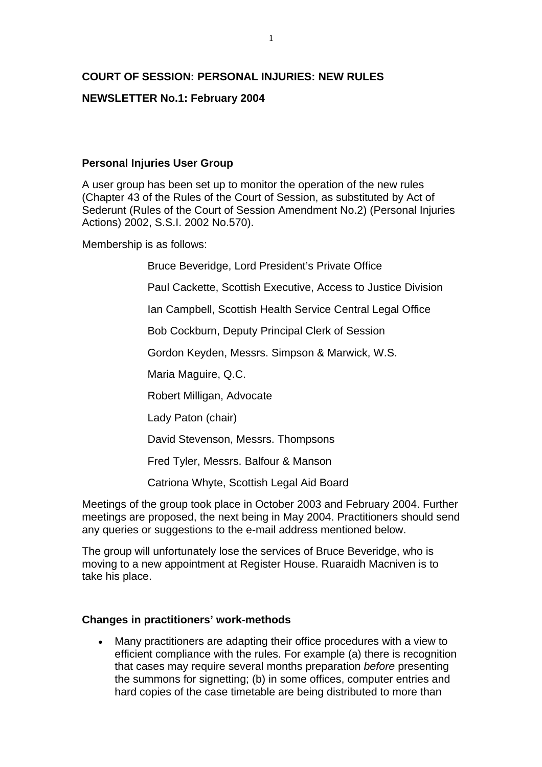**COURT OF SESSION: PERSONAL INJURIES: NEW RULES**

**NEWSLETTER No.1: February 2004**

**Personal Injuries User Group**

A user group has been set up to monitor the operation of the new rules (Chapter 43 of the Rules of the Court of Session, as substituted by Act of Sederunt (Rules of the Court of Session Amendment No.2) (Personal Injuries Actions) 2002, S.S.I. 2002 No.570).

Membership is as follows:

Bruce Beveridge, Lord President's Private Office

Paul Cackette, Scottish Executive, Access to Justice Division

Ian Campbell, Scottish Health Service Central Legal Office

Bob Cockburn, Deputy Principal Clerk of Session

Gordon Keyden, Messrs. Simpson & Marwick, W.S.

Maria Maguire, Q.C.

Robert Milligan, Advocate

Lady Paton (chair)

David Stevenson, Messrs. Thompsons

Fred Tyler, Messrs. Balfour & Manson

Catriona Whyte, Scottish Legal Aid Board

Meetings of the group took place in October 2003 and February 2004. Further meetings are proposed, the next being in May 2004. Practitioners should send any queries or suggestions to the e-mail address mentioned below.

The group will unfortunately lose the services of Bruce Beveridge, who is moving to a new appointment at Register House. Ruaraidh Macniven is to take his place.

**Changes in practitioners' work-methods**

- Many practitioners are adapting their office procedures with a view to efficient compliance with the rules. For example (a) there is recognition that cases may require several months preparation *before* presenting the summons for signetting; (b) in some offices, computer entries and hard copies of the case timetable are being distributed to more than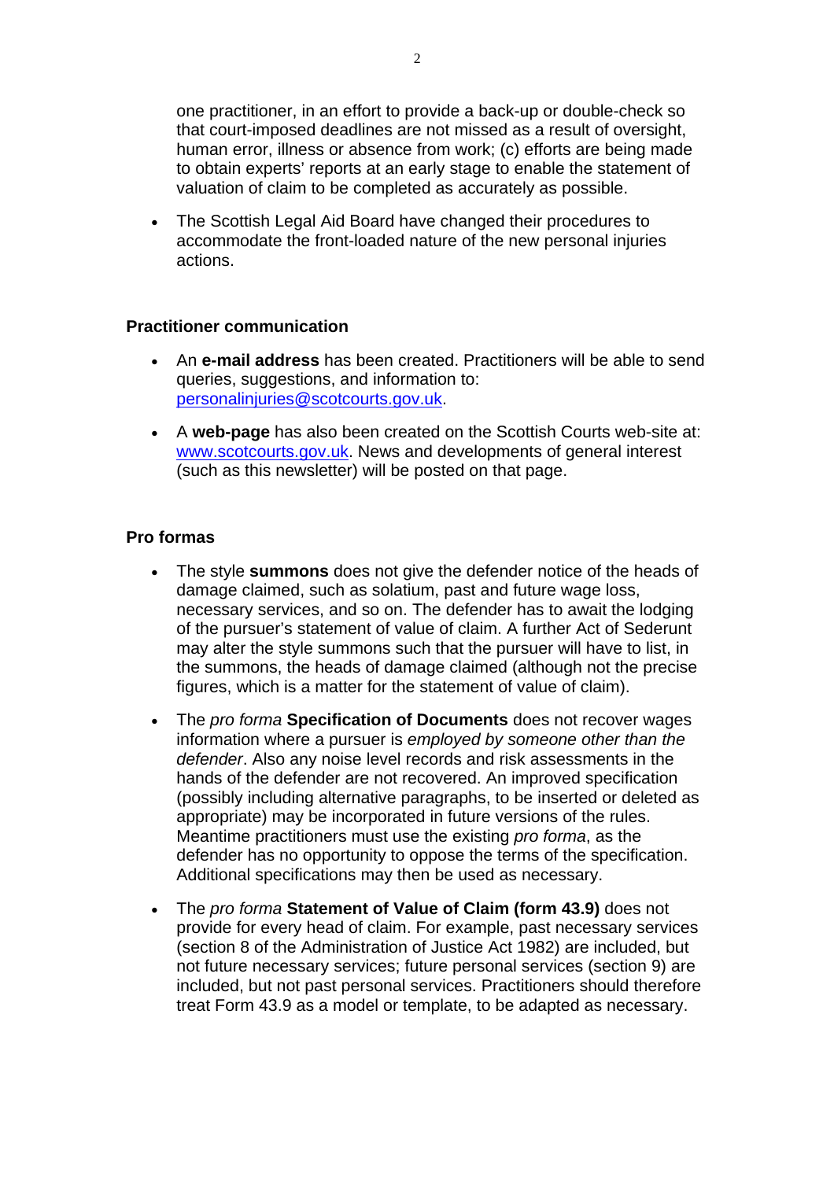one practitioner, in an effort to provide a back-up or double-check so that court-imposed deadlines are not missed as a result of oversight, human error, illness or absence from work; (c) efforts are being made to obtain experts' reports at an early stage to enable the statement of valuation of claim to be completed as accurately as possible.

- The Scottish Legal Aid Board have changed their procedures to accommodate the front-loaded nature of the new personal injuries actions.

### Practitioner communication

- An **e-mail address** has been created. Practitioners will be able to send queries, suggestions, and information to: personalinjuries@scotcourts.gov.uk.
- A **web-page** has also been created on the Scottish Courts web-site at: www.scotcourts.gov.uk. News and developments of general interest (such as this newsletter) will be posted on that page.

### Pro formas

- The style **summons** does not give the defender notice of the heads of damage claimed, such as solatium, past and future wage loss, necessary services, and so on. The defender has to await the lodging of the pursuer's statement of value of claim. A further Act of Sederunt may alter the style summons such that the pursuer will have to list, in the summons, the heads of damage claimed (although not the precise figures, which is a matter for the statement of value of claim).
- The *pro forma* **Specification of Documents** does not recover wages information where a pursuer is *employed by someone other than the defender*. Also any noise level records and risk assessments in the hands of the defender are not recovered. An improved specification (possibly including alternative paragraphs, to be inserted or deleted as appropriate) may be incorporated in future versions of the rules. Meantime practitioners must use the existing *pro forma*, as the defender has no opportunity to oppose the terms of the specification. Additional specifications may then be used as necessary.
- The *pro forma* **Statement of Value of Claim (form 43.9)** does not provide for every head of claim. For example, past necessary services (section 8 of the Administration of Justice Act 1982) are included, but not future necessary services; future personal services (section 9) are included, but not past personal services. Practitioners should therefore treat Form 43.9 as a model or template, to be adapted as necessary.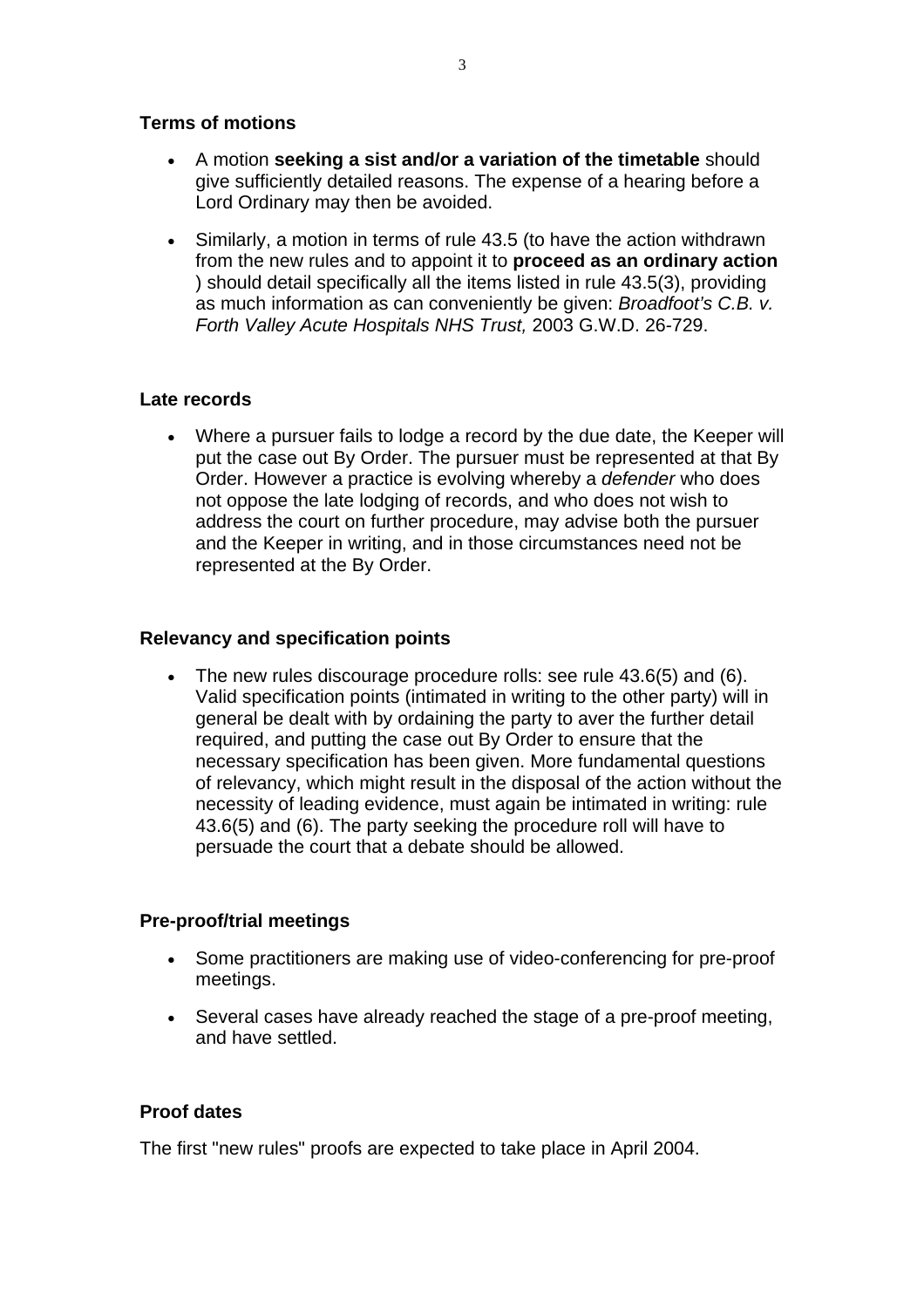### Terms of motions

- A motion **seeking a sist and/or a variation of the timetable** should give sufficiently detailed reasons. The expense of a hearing before a Lord Ordinary may then be avoided.
- Similarly, a motion in terms of rule 43.5 (to have the action withdrawn from the new rules and to appoint it to **proceed as an ordinary action** ) should detail specifically all the items listed in rule 43.5(3), providing as much information as can conveniently be given: *Broadfoot's C.B. v. Forth Valley Acute Hospitals NHS Trust,* 2003 G.W.D. 26-729.

### Late records

- Where a pursuer fails to lodge a record by the due date, the Keeper will put the case out By Order. The pursuer must be represented at that By Order. However a practice is evolving whereby a *defender* who does not oppose the late lodging of records, and who does not wish to address the court on further procedure, may advise both the pursuer and the Keeper in writing, and in those circumstances need not be represented at the By Order.

### Relevancy and specification points

- The new rules discourage procedure rolls: see rule 43.6(5) and (6). Valid specification points (intimated in writing to the other party) will in general be dealt with by ordaining the party to aver the further detail required, and putting the case out By Order to ensure that the necessary specification has been given. More fundamental questions of relevancy, which might result in the disposal of the action without the necessity of leading evidence, must again be intimated in writing: rule 43.6(5) and (6). The party seeking the procedure roll will have to persuade the court that a debate should be allowed.

### Pre-proof/trial meetings

- Some practitioners are making use of video-conferencing for pre-proof meetings.
- Several cases have already reached the stage of a pre-proof meeting, and have settled.

### Proof dates

The first "new rules" proofs are expected to take place in April 2004.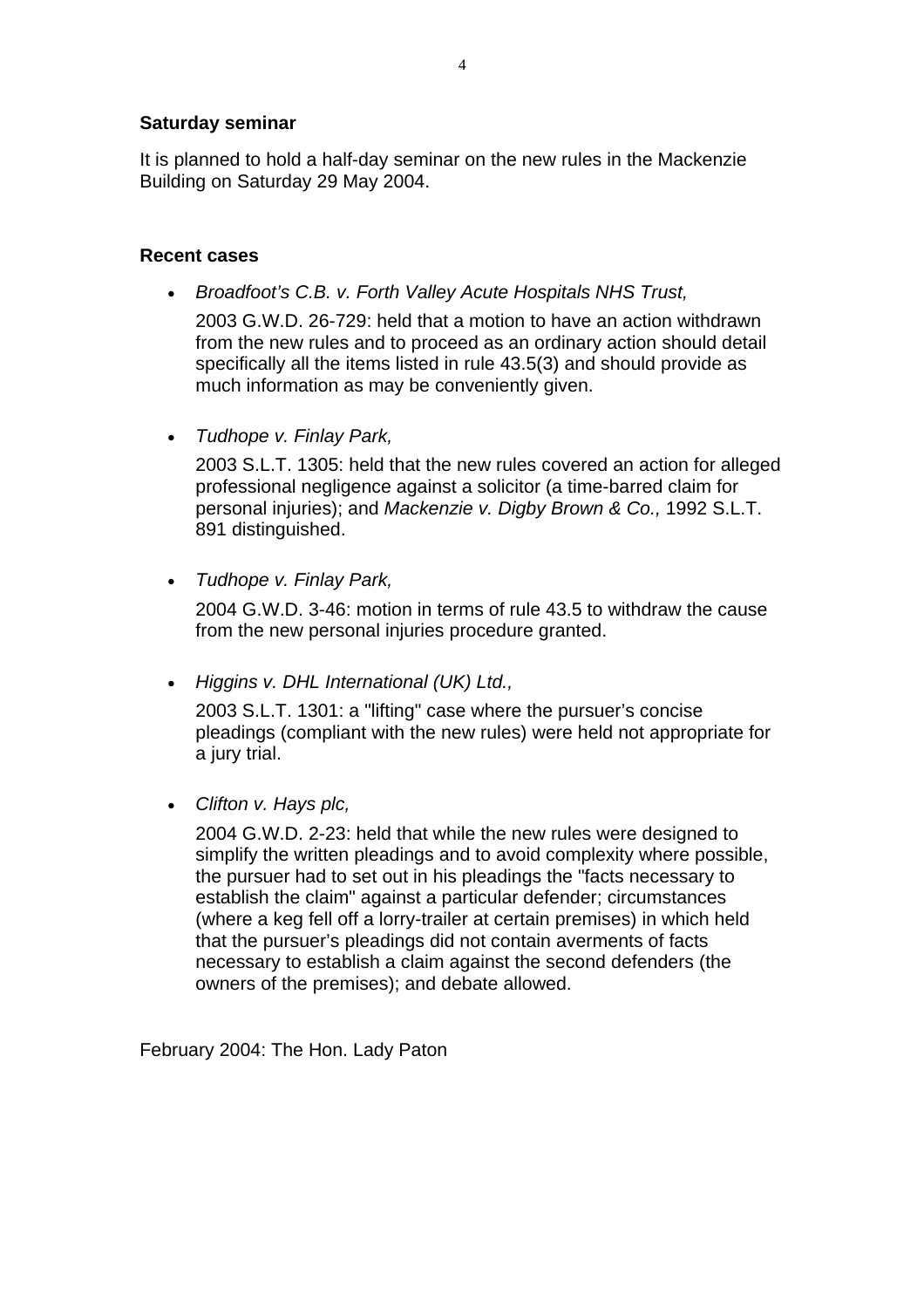**Saturday seminar**

It is planned to hold a half-day seminar on the new rules in the Mackenzie Building on Saturday 29 May 2004.

**Recent cases**

- *Broadfoot's C.B. v. Forth Valley Acute Hospitals NHS Trust,*

  2003 G.W.D. 26-729: held that a motion to have an action withdrawn from the new rules and to proceed as an ordinary action should detail specifically all the items listed in rule 43.5(3) and should provide as much information as may be conveniently given.

- *Tudhope v. Finlay Park,*

  2003 S.L.T. 1305: held that the new rules covered an action for alleged professional negligence against a solicitor (a time-barred claim for personal injuries); and *Mackenzie v. Digby Brown & Co.,* 1992 S.L.T. 891 distinguished.

- *Tudhope v. Finlay Park,*

  2004 G.W.D. 3-46: motion in terms of rule 43.5 to withdraw the cause from the new personal injuries procedure granted.

- *Higgins v. DHL International (UK) Ltd.,*

  2003 S.L.T. 1301: a "lifting" case where the pursuer's concise pleadings (compliant with the new rules) were held not appropriate for a jury trial.

- *Clifton v. Hays plc,*

  2004 G.W.D. 2-23: held that while the new rules were designed to simplify the written pleadings and to avoid complexity where possible, the pursuer had to set out in his pleadings the "facts necessary to establish the claim" against a particular defender; circumstances (where a keg fell off a lorry-trailer at certain premises) in which held that the pursuer's pleadings did not contain averments of facts necessary to establish a claim against the second defenders (the owners of the premises); and debate allowed.

February 2004: The Hon. Lady Paton